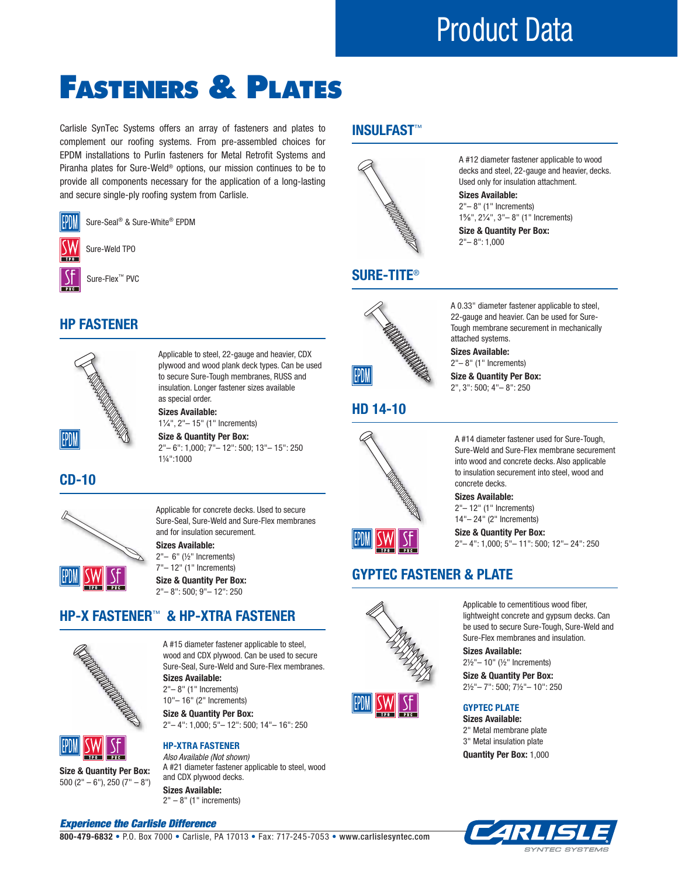# Product Data

# Fasteners & Plates

Carlisle SynTec Systems offers an array of fasteners and plates to complement our roofing systems. From pre-assembled choices for EPDM installations to Purlin fasteners for Metal Retrofit Systems and Piranha plates for Sure-Weld® options, our mission continues to be to provide all components necessary for the application of a long-lasting and secure single-ply roofing system from Carlisle.

- EPDM — Sure-Seal® & Sure-White® EPDM
- SW TPO — Sure-Weld TPO
- SF PVC — Sure-Flex™ PVC

## HP FASTENER

Applicable to steel, 22-gauge and heavier, CDX plywood and wood plank deck types. Can be used to secure Sure-Tough membranes, RUSS and insulation. Longer fastener sizes available as special order.

**Sizes Available:**
1¼", 2"– 15" (1" Increments)

**Size & Quantity Per Box:**
2"– 6": 1,000; 7"– 12": 500; 13"– 15": 250
1¼":1000

EPDM

## CD-10

Applicable for concrete decks. Used to secure Sure-Seal, Sure-Weld and Sure-Flex membranes and for insulation securement.

**Sizes Available:**
2"– 6" (½" Increments)
7"– 12" (1" Increments)

**Size & Quantity Per Box:**
2"– 8": 500; 9"– 12": 250

EPDM SW TPO SF PVC

## HP-X FASTENER™ & HP-XTRA FASTENER

A #15 diameter fastener applicable to steel, wood and CDX plywood. Can be used to secure Sure-Seal, Sure-Weld and Sure-Flex membranes.

**Sizes Available:**
2"– 8" (1" Increments)
10"– 16" (2" Increments)

**Size & Quantity Per Box:**
2"– 4": 1,000; 5"– 12": 500; 14"– 16": 250

EPDM SW TPO SF PVC

**Size & Quantity Per Box:**
500 (2" – 6"), 250 (7" – 8")

### HP-XTRA FASTENER

*Also Available (Not shown)*

A #21 diameter fastener applicable to steel, wood and CDX plywood decks.

**Sizes Available:**
2" – 8" (1" increments)

## INSULFAST™

A #12 diameter fastener applicable to wood decks and steel, 22-gauge and heavier, decks. Used only for insulation attachment.

**Sizes Available:**
2"– 8" (1" Increments)
1⅝", 2¼", 3"– 8" (1" Increments)

**Size & Quantity Per Box:**
2"– 8": 1,000

## SURE-TITE®

A 0.33" diameter fastener applicable to steel, 22-gauge and heavier. Can be used for Sure-Tough membrane securement in mechanically attached systems.

**Sizes Available:**
2"– 8" (1" Increments)

**Size & Quantity Per Box:**
2", 3": 500; 4"– 8": 250

EPDM

## HD 14-10

A #14 diameter fastener used for Sure-Tough, Sure-Weld and Sure-Flex membrane securement into wood and concrete decks. Also applicable to insulation securement into steel, wood and concrete decks.

**Sizes Available:**
2"– 12" (1" Increments)
14"– 24" (2" Increments)

**Size & Quantity Per Box:**
2"– 4": 1,000; 5"– 11": 500; 12"– 24": 250

EPDM SW TPO SF PVC

## GYPTEC FASTENER & PLATE

Applicable to cementitious wood fiber, lightweight concrete and gypsum decks. Can be used to secure Sure-Tough, Sure-Weld and Sure-Flex membranes and insulation.

**Sizes Available:**
2½"– 10" (½" Increments)

**Size & Quantity Per Box:**
2½"– 7": 500; 7½"– 10": 250

EPDM SW TPO SF PVC

### GYPTEC PLATE

**Sizes Available:**
2" Metal membrane plate
3" Metal insulation plate

**Quantity Per Box:** 1,000

***Experience the Carlisle Difference***

**800-479-6832** • P.O. Box 7000 • Carlisle, PA 17013 • Fax: 717-245-7053 • www.carlislesyntec.com

CARLISLE SYNTEC SYSTEMS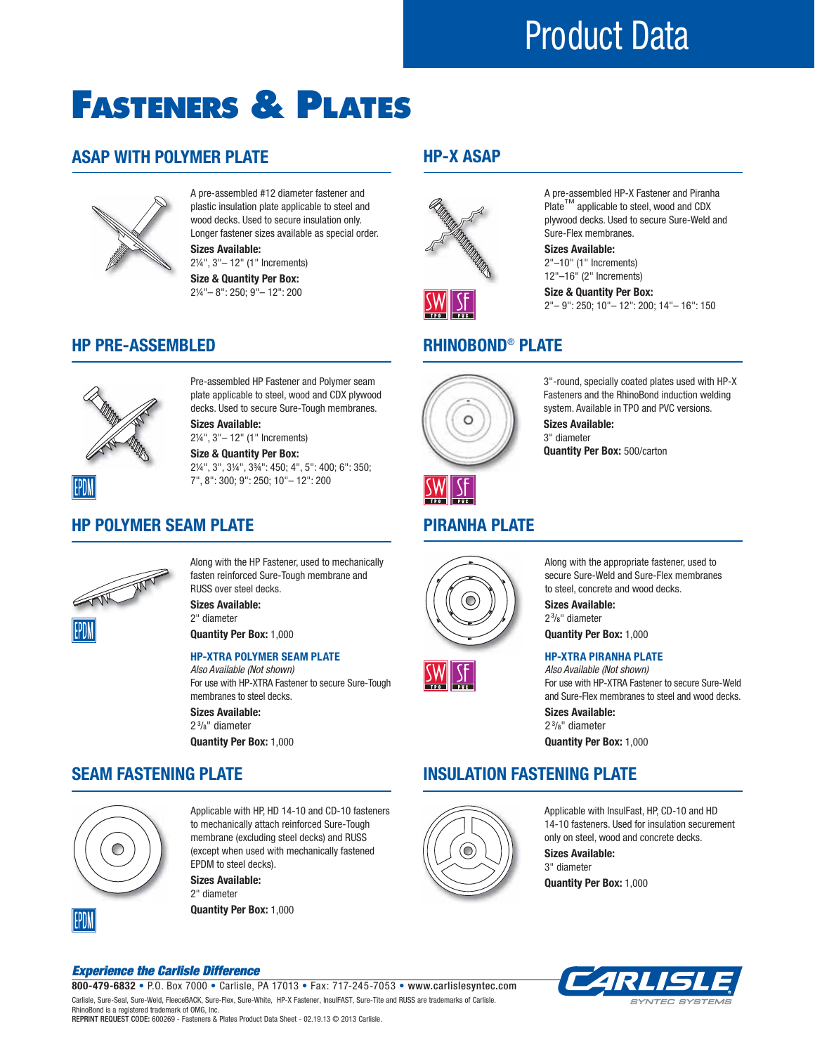# Product Data

# Fasteners & Plates

## ASAP WITH POLYMER PLATE

A pre-assembled #12 diameter fastener and plastic insulation plate applicable to steel and wood decks. Used to secure insulation only. Longer fastener sizes available as special order.

**Sizes Available:**
2¼", 3"– 12" (1" Increments)

**Size & Quantity Per Box:**
2¼"– 8": 250; 9"– 12": 200

## HP-X ASAP

A pre-assembled HP-X Fastener and Piranha Plate™ applicable to steel, wood and CDX plywood decks. Used to secure Sure-Weld and Sure-Flex membranes.

**Sizes Available:**
2"–10" (1" Increments)
12"–16" (2" Increments)

**Size & Quantity Per Box:**
2"– 9": 250; 10"– 12": 200; 14"– 16": 150

SW TPO SF PVC

## HP PRE-ASSEMBLED

Pre-assembled HP Fastener and Polymer seam plate applicable to steel, wood and CDX plywood decks. Used to secure Sure-Tough membranes.

**Sizes Available:**
2¼", 3"– 12" (1" Increments)

**Size & Quantity Per Box:**
2¼", 3", 3¼", 3¾": 450; 4", 5": 400; 6": 350; 7", 8": 300; 9": 250; 10"– 12": 200

EPDM

## RHINOBOND® PLATE

3"-round, specially coated plates used with HP-X Fasteners and the RhinoBond induction welding system. Available in TPO and PVC versions.

**Sizes Available:**
3" diameter

**Quantity Per Box:** 500/carton

SW TPO SF PVC

## HP POLYMER SEAM PLATE

Along with the HP Fastener, used to mechanically fasten reinforced Sure-Tough membrane and RUSS over steel decks.

**Sizes Available:**
2" diameter

**Quantity Per Box:** 1,000

EPDM

### HP-XTRA POLYMER SEAM PLATE

*Also Available (Not shown)*

For use with HP-XTRA Fastener to secure Sure-Tough membranes to steel decks.

**Sizes Available:**
2 ³⁄₈" diameter

**Quantity Per Box:** 1,000

## PIRANHA PLATE

Along with the appropriate fastener, used to secure Sure-Weld and Sure-Flex membranes to steel, concrete and wood decks.

**Sizes Available:**
2 ³⁄₈" diameter

**Quantity Per Box:** 1,000

SW TPO SF PVC

### HP-XTRA PIRANHA PLATE

*Also Available (Not shown)*

For use with HP-XTRA Fastener to secure Sure-Weld and Sure-Flex membranes to steel and wood decks.

**Sizes Available:**
2 ³⁄₈" diameter

**Quantity Per Box:** 1,000

## SEAM FASTENING PLATE

Applicable with HP, HD 14-10 and CD-10 fasteners to mechanically attach reinforced Sure-Tough membrane (excluding steel decks) and RUSS (except when used with mechanically fastened EPDM to steel decks).

**Sizes Available:**
2" diameter

**Quantity Per Box:** 1,000

EPDM

## INSULATION FASTENING PLATE

Applicable with InsulFast, HP, CD-10 and HD 14-10 fasteners. Used for insulation securement only on steel, wood and concrete decks.

**Sizes Available:**
3" diameter

**Quantity Per Box:** 1,000

***Experience the Carlisle Difference***

**800-479-6832** • P.O. Box 7000 • Carlisle, PA 17013 • Fax: 717-245-7053 • www.carlislesyntec.com

CARLISLE SYNTEC SYSTEMS

Carlisle, Sure-Seal, Sure-Weld, FleeceBACK, Sure-Flex, Sure-White, HP-X Fastener, InsulFAST, Sure-Tite and RUSS are trademarks of Carlisle.
RhinoBond is a registered trademark of OMG, Inc.
**REPRINT REQUEST CODE:** 600269 - Fasteners & Plates Product Data Sheet - 02.19.13 © 2013 Carlisle.